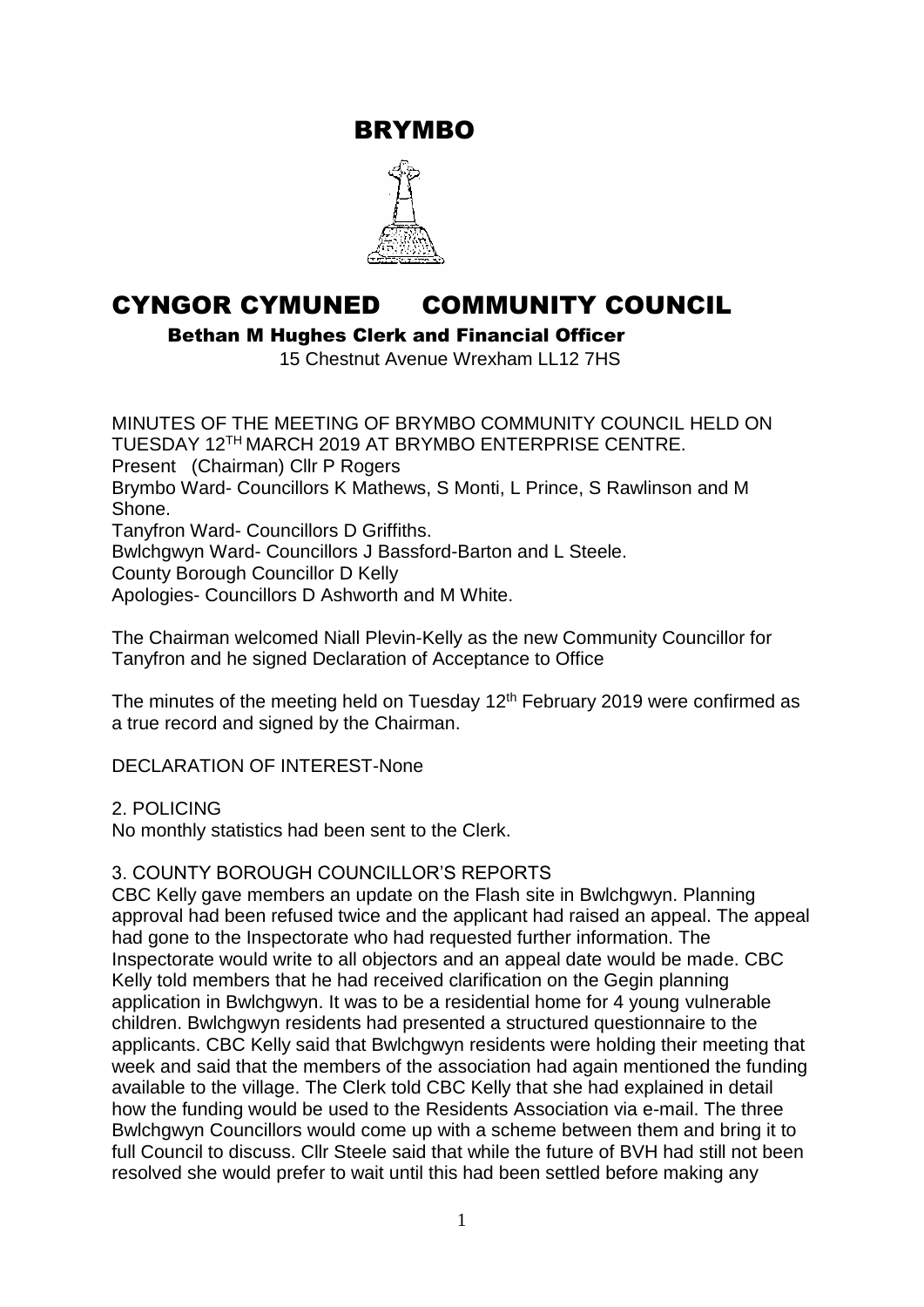# BRYMBO

# CYNGOR CYMUNED     COMMUNITY COUNCIL

**Bethan M Hughes Clerk and Financial Officer**

15 Chestnut Avenue Wrexham LL12 7HS

MINUTES OF THE MEETING OF BRYMBO COMMUNITY COUNCIL HELD ON TUESDAY 12TH MARCH 2019 AT BRYMBO ENTERPRISE CENTRE.
Present (Chairman) Cllr P Rogers
Brymbo Ward- Councillors K Mathews, S Monti, L Prince, S Rawlinson and M Shone.
Tanyfron Ward- Councillors D Griffiths.
Bwlchgwyn Ward- Councillors J Bassford-Barton and L Steele.
County Borough Councillor D Kelly
Apologies- Councillors D Ashworth and M White.

The Chairman welcomed Niall Plevin-Kelly as the new Community Councillor for Tanyfron and he signed Declaration of Acceptance to Office

The minutes of the meeting held on Tuesday 12th February 2019 were confirmed as a true record and signed by the Chairman.

DECLARATION OF INTEREST-None

2. POLICING
No monthly statistics had been sent to the Clerk.

3. COUNTY BOROUGH COUNCILLOR'S REPORTS
CBC Kelly gave members an update on the Flash site in Bwlchgwyn. Planning approval had been refused twice and the applicant had raised an appeal. The appeal had gone to the Inspectorate who had requested further information. The Inspectorate would write to all objectors and an appeal date would be made. CBC Kelly told members that he had received clarification on the Gegin planning application in Bwlchgwyn. It was to be a residential home for 4 young vulnerable children. Bwlchgwyn residents had presented a structured questionnaire to the applicants. CBC Kelly said that Bwlchgwyn residents were holding their meeting that week and said that the members of the association had again mentioned the funding available to the village. The Clerk told CBC Kelly that she had explained in detail how the funding would be used to the Residents Association via e-mail. The three Bwlchgwyn Councillors would come up with a scheme between them and bring it to full Council to discuss. Cllr Steele said that while the future of BVH had still not been resolved she would prefer to wait until this had been settled before making any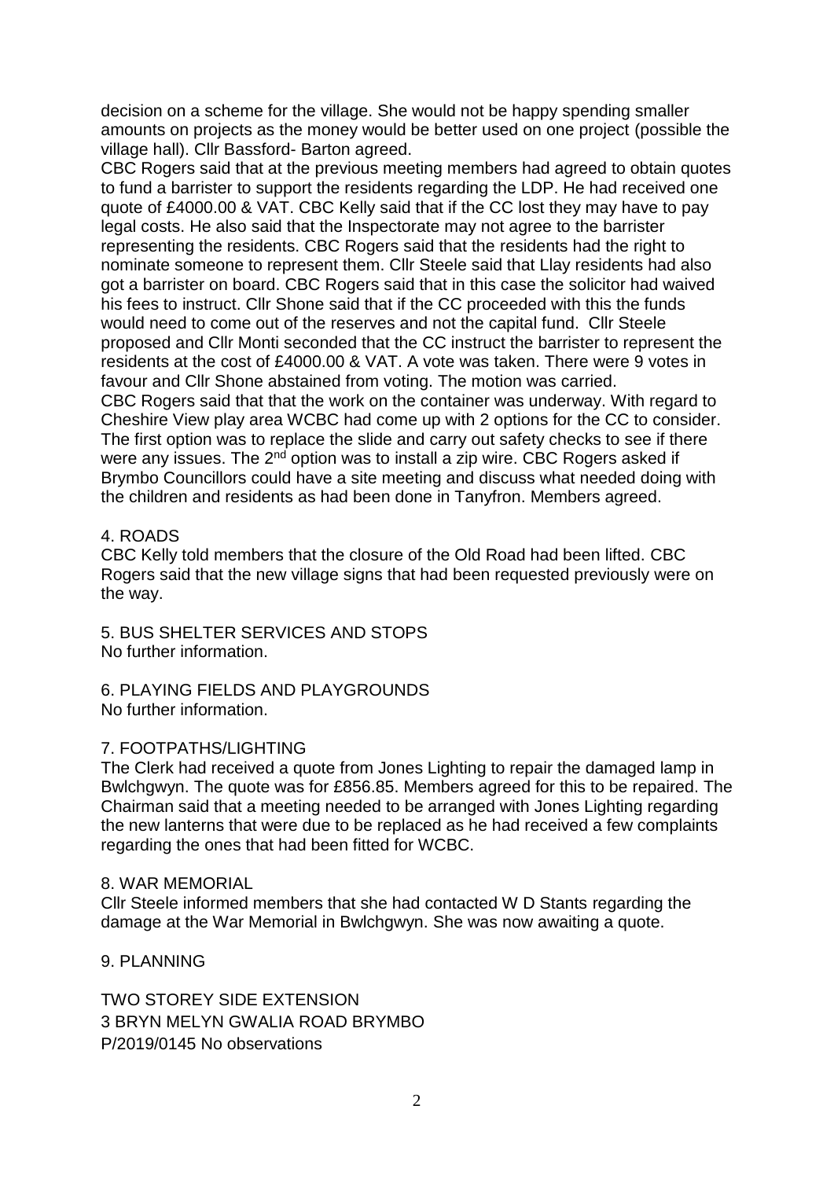decision on a scheme for the village. She would not be happy spending smaller amounts on projects as the money would be better used on one project (possible the village hall). Cllr Bassford- Barton agreed.

CBC Rogers said that at the previous meeting members had agreed to obtain quotes to fund a barrister to support the residents regarding the LDP. He had received one quote of £4000.00 & VAT. CBC Kelly said that if the CC lost they may have to pay legal costs. He also said that the Inspectorate may not agree to the barrister representing the residents. CBC Rogers said that the residents had the right to nominate someone to represent them. Cllr Steele said that Llay residents had also got a barrister on board. CBC Rogers said that in this case the solicitor had waived his fees to instruct. Cllr Shone said that if the CC proceeded with this the funds would need to come out of the reserves and not the capital fund. Cllr Steele proposed and Cllr Monti seconded that the CC instruct the barrister to represent the residents at the cost of £4000.00 & VAT. A vote was taken. There were 9 votes in favour and Cllr Shone abstained from voting. The motion was carried.

CBC Rogers said that that the work on the container was underway. With regard to Cheshire View play area WCBC had come up with 2 options for the CC to consider. The first option was to replace the slide and carry out safety checks to see if there were any issues. The 2nd option was to install a zip wire. CBC Rogers asked if Brymbo Councillors could have a site meeting and discuss what needed doing with the children and residents as had been done in Tanyfron. Members agreed.

4. ROADS

CBC Kelly told members that the closure of the Old Road had been lifted. CBC Rogers said that the new village signs that had been requested previously were on the way.

5. BUS SHELTER SERVICES AND STOPS

No further information.

6. PLAYING FIELDS AND PLAYGROUNDS

No further information.

7. FOOTPATHS/LIGHTING

The Clerk had received a quote from Jones Lighting to repair the damaged lamp in Bwlchgwyn. The quote was for £856.85. Members agreed for this to be repaired. The Chairman said that a meeting needed to be arranged with Jones Lighting regarding the new lanterns that were due to be replaced as he had received a few complaints regarding the ones that had been fitted for WCBC.

8. WAR MEMORIAL

Cllr Steele informed members that she had contacted W D Stants regarding the damage at the War Memorial in Bwlchgwyn. She was now awaiting a quote.

9. PLANNING

TWO STOREY SIDE EXTENSION
3 BRYN MELYN GWALIA ROAD BRYMBO
P/2019/0145 No observations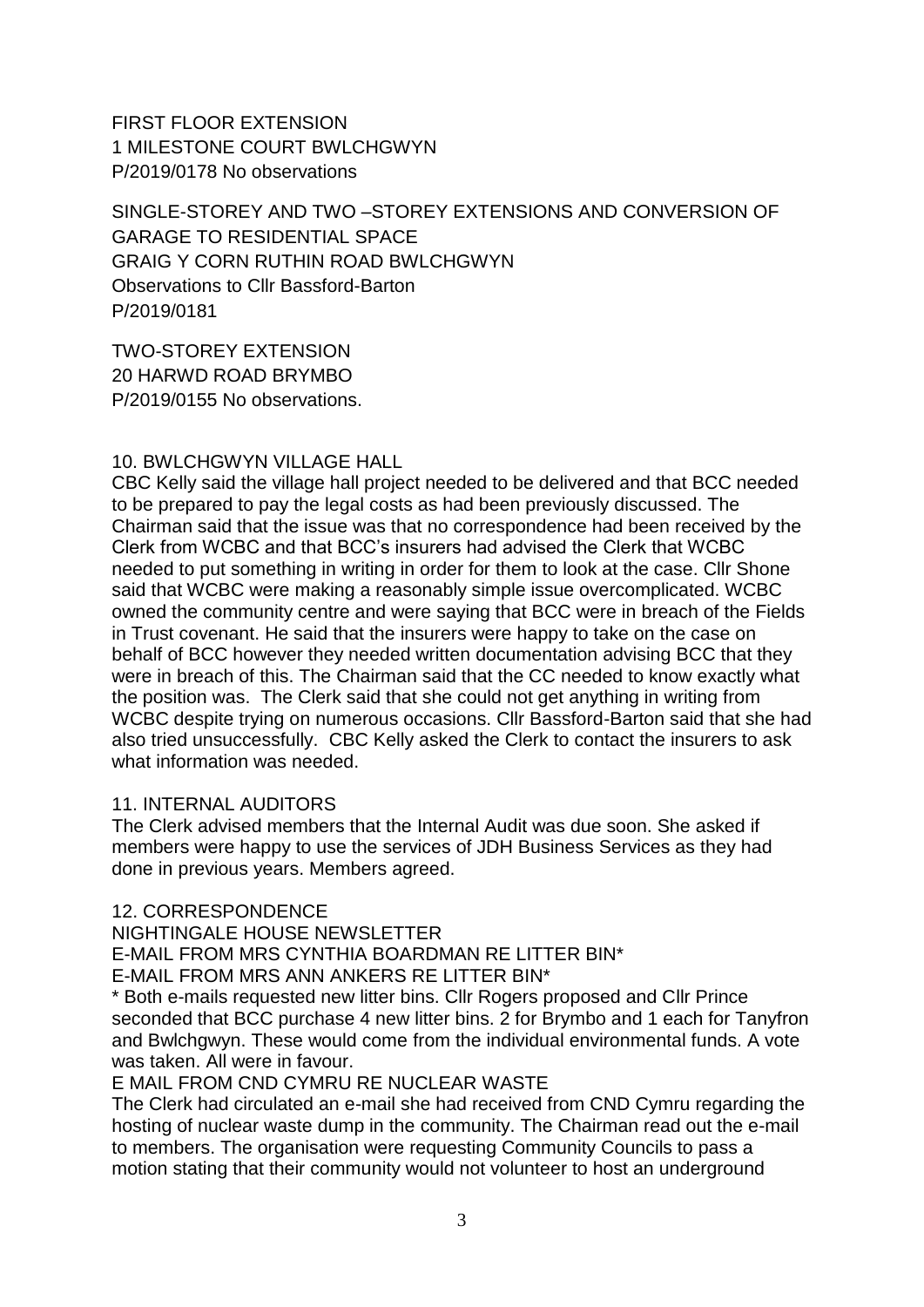FIRST FLOOR EXTENSION
1 MILESTONE COURT BWLCHGWYN
P/2019/0178 No observations

SINGLE-STOREY AND TWO –STOREY EXTENSIONS AND CONVERSION OF GARAGE TO RESIDENTIAL SPACE
GRAIG Y CORN RUTHIN ROAD BWLCHGWYN
Observations to Cllr Bassford-Barton
P/2019/0181

TWO-STOREY EXTENSION
20 HARWD ROAD BRYMBO
P/2019/0155 No observations.

## 10. BWLCHGWYN VILLAGE HALL

CBC Kelly said the village hall project needed to be delivered and that BCC needed to be prepared to pay the legal costs as had been previously discussed. The Chairman said that the issue was that no correspondence had been received by the Clerk from WCBC and that BCC's insurers had advised the Clerk that WCBC needed to put something in writing in order for them to look at the case. Cllr Shone said that WCBC were making a reasonably simple issue overcomplicated. WCBC owned the community centre and were saying that BCC were in breach of the Fields in Trust covenant. He said that the insurers were happy to take on the case on behalf of BCC however they needed written documentation advising BCC that they were in breach of this. The Chairman said that the CC needed to know exactly what the position was. The Clerk said that she could not get anything in writing from WCBC despite trying on numerous occasions. Cllr Bassford-Barton said that she had also tried unsuccessfully. CBC Kelly asked the Clerk to contact the insurers to ask what information was needed.

## 11. INTERNAL AUDITORS

The Clerk advised members that the Internal Audit was due soon. She asked if members were happy to use the services of JDH Business Services as they had done in previous years. Members agreed.

## 12. CORRESPONDENCE

NIGHTINGALE HOUSE NEWSLETTER
E-MAIL FROM MRS CYNTHIA BOARDMAN RE LITTER BIN*
E-MAIL FROM MRS ANN ANKERS RE LITTER BIN*
* Both e-mails requested new litter bins. Cllr Rogers proposed and Cllr Prince seconded that BCC purchase 4 new litter bins. 2 for Brymbo and 1 each for Tanyfron and Bwlchgwyn. These would come from the individual environmental funds. A vote was taken. All were in favour.
E MAIL FROM CND CYMRU RE NUCLEAR WASTE
The Clerk had circulated an e-mail she had received from CND Cymru regarding the hosting of nuclear waste dump in the community. The Chairman read out the e-mail to members. The organisation were requesting Community Councils to pass a motion stating that their community would not volunteer to host an underground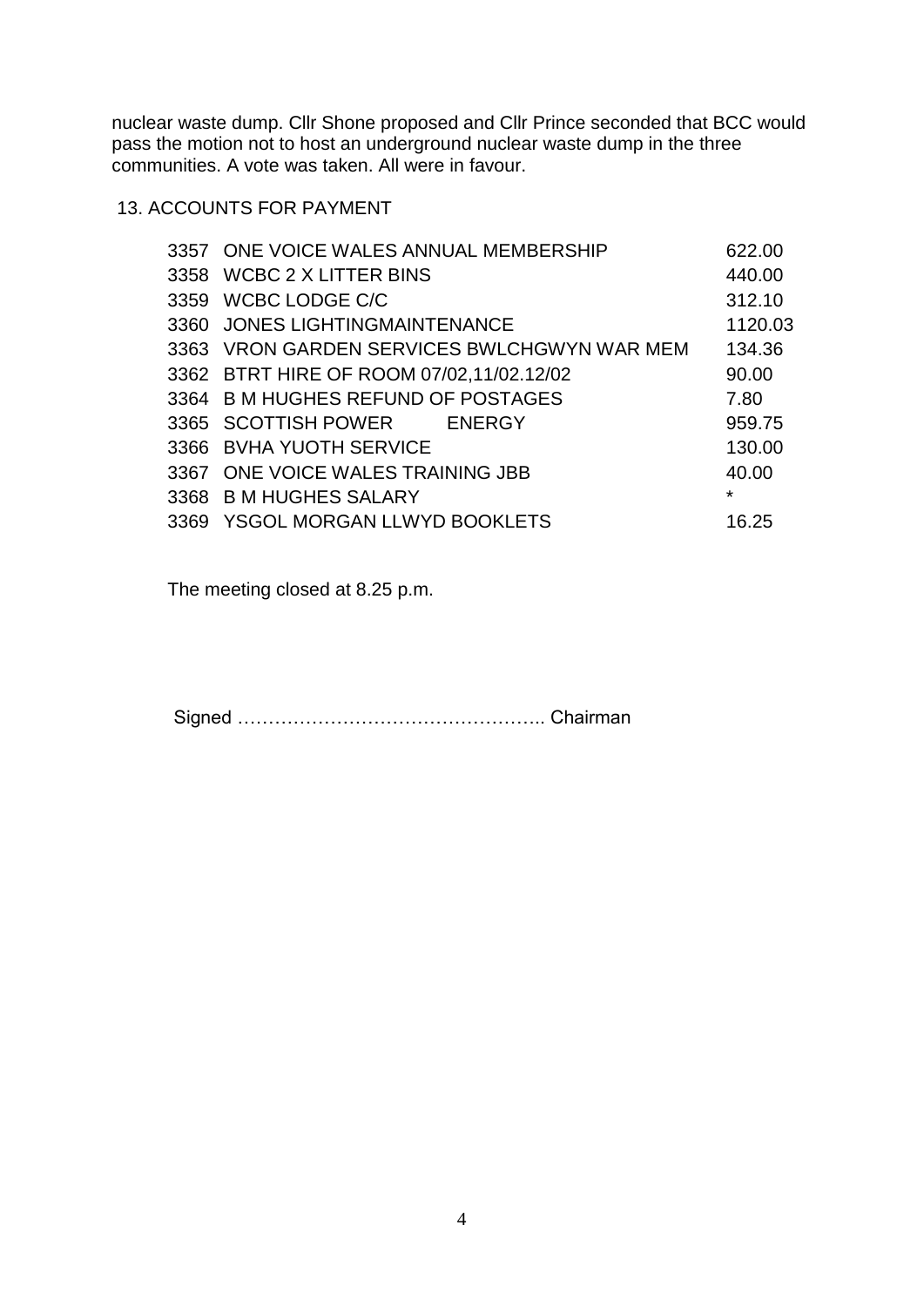nuclear waste dump. Cllr Shone proposed and Cllr Prince seconded that BCC would pass the motion not to host an underground nuclear waste dump in the three communities. A vote was taken. All were in favour.

13. ACCOUNTS FOR PAYMENT

| | | |
|---|---|---|
| 3357 | ONE VOICE WALES ANNUAL MEMBERSHIP | 622.00 |
| 3358 | WCBC 2 X LITTER BINS | 440.00 |
| 3359 | WCBC LODGE C/C | 312.10 |
| 3360 | JONES LIGHTINGMAINTENANCE | 1120.03 |
| 3363 | VRON GARDEN SERVICES BWLCHGWYN WAR MEM | 134.36 |
| 3362 | BTRT HIRE OF ROOM 07/02,11/02.12/02 | 90.00 |
| 3364 | B M HUGHES REFUND OF POSTAGES | 7.80 |
| 3365 | SCOTTISH POWER ENERGY | 959.75 |
| 3366 | BVHA YUOTH SERVICE | 130.00 |
| 3367 | ONE VOICE WALES TRAINING JBB | 40.00 |
| 3368 | B M HUGHES SALARY | * |
| 3369 | YSGOL MORGAN LLWYD BOOKLETS | 16.25 |

The meeting closed at 8.25 p.m.

Signed ………………………………………….. Chairman